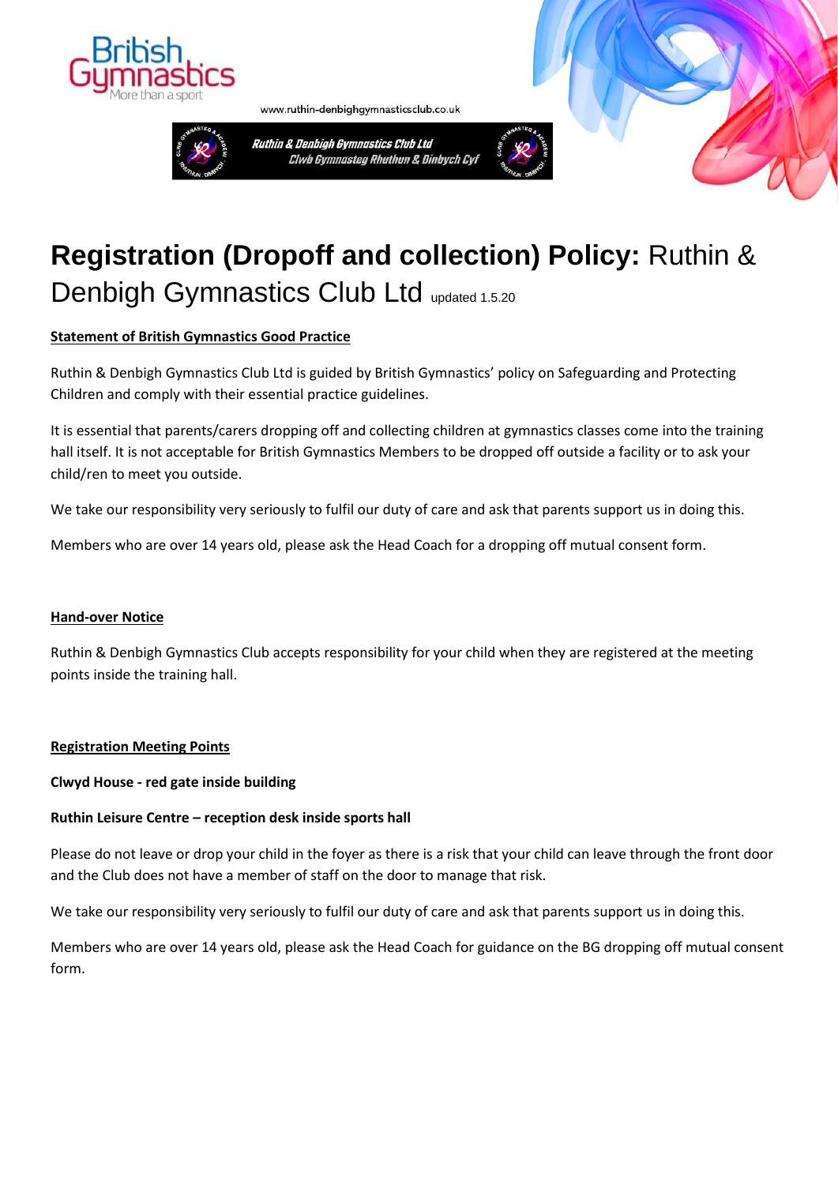www.ruthin-denbighgymnasticsclub.co.uk

Ruthin & Denbigh Gymnastics Club Ltd
Clwb Gymnasteg Rhuthun & Dinbych Cyf

# **Registration (Dropoff and collection) Policy:** Ruthin & Denbigh Gymnastics Club Ltd updated 1.5.20

## Statement of British Gymnastics Good Practice

Ruthin & Denbigh Gymnastics Club Ltd is guided by British Gymnastics' policy on Safeguarding and Protecting Children and comply with their essential practice guidelines.

It is essential that parents/carers dropping off and collecting children at gymnastics classes come into the training hall itself. It is not acceptable for British Gymnastics Members to be dropped off outside a facility or to ask your child/ren to meet you outside.

We take our responsibility very seriously to fulfil our duty of care and ask that parents support us in doing this.

Members who are over 14 years old, please ask the Head Coach for a dropping off mutual consent form.

## Hand-over Notice

Ruthin & Denbigh Gymnastics Club accepts responsibility for your child when they are registered at the meeting points inside the training hall.

## Registration Meeting Points

**Clwyd House - red gate inside building**

**Ruthin Leisure Centre – reception desk inside sports hall**

Please do not leave or drop your child in the foyer as there is a risk that your child can leave through the front door and the Club does not have a member of staff on the door to manage that risk.

We take our responsibility very seriously to fulfil our duty of care and ask that parents support us in doing this.

Members who are over 14 years old, please ask the Head Coach for guidance on the BG dropping off mutual consent form.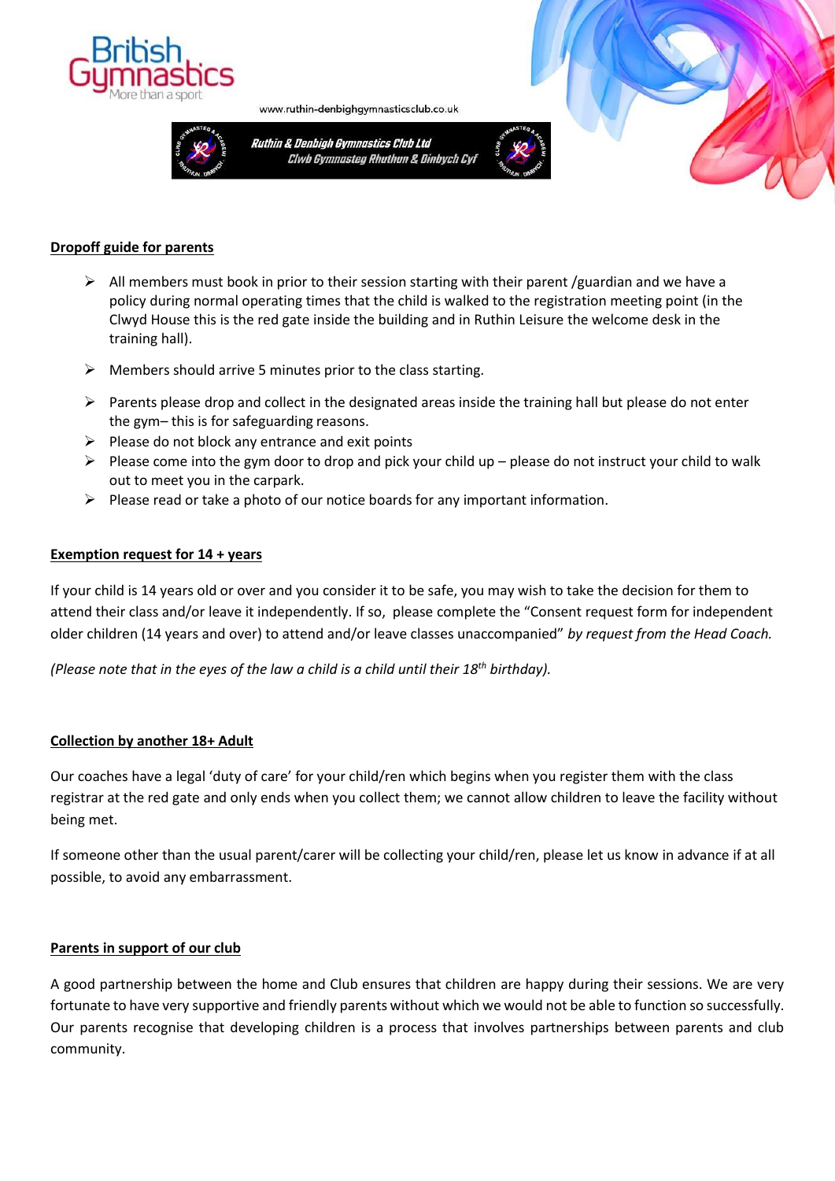www.ruthin-denbighgymnasticsclub.co.uk

Ruthin & Denbigh Gymnastics Club Ltd
Clwb Gymnasteg Rhuthun & Dinbych Cyf

## Dropoff guide for parents

- All members must book in prior to their session starting with their parent /guardian and we have a policy during normal operating times that the child is walked to the registration meeting point (in the Clwyd House this is the red gate inside the building and in Ruthin Leisure the welcome desk in the training hall).
- Members should arrive 5 minutes prior to the class starting.
- Parents please drop and collect in the designated areas inside the training hall but please do not enter the gym– this is for safeguarding reasons.
- Please do not block any entrance and exit points
- Please come into the gym door to drop and pick your child up – please do not instruct your child to walk out to meet you in the carpark.
- Please read or take a photo of our notice boards for any important information.

## Exemption request for 14 + years

If your child is 14 years old or over and you consider it to be safe, you may wish to take the decision for them to attend their class and/or leave it independently. If so, please complete the "Consent request form for independent older children (14 years and over) to attend and/or leave classes unaccompanied" *by request from the Head Coach.*

*(Please note that in the eyes of the law a child is a child until their 18th birthday).*

## Collection by another 18+ Adult

Our coaches have a legal 'duty of care' for your child/ren which begins when you register them with the class registrar at the red gate and only ends when you collect them; we cannot allow children to leave the facility without being met.

If someone other than the usual parent/carer will be collecting your child/ren, please let us know in advance if at all possible, to avoid any embarrassment.

## Parents in support of our club

A good partnership between the home and Club ensures that children are happy during their sessions. We are very fortunate to have very supportive and friendly parents without which we would not be able to function so successfully. Our parents recognise that developing children is a process that involves partnerships between parents and club community.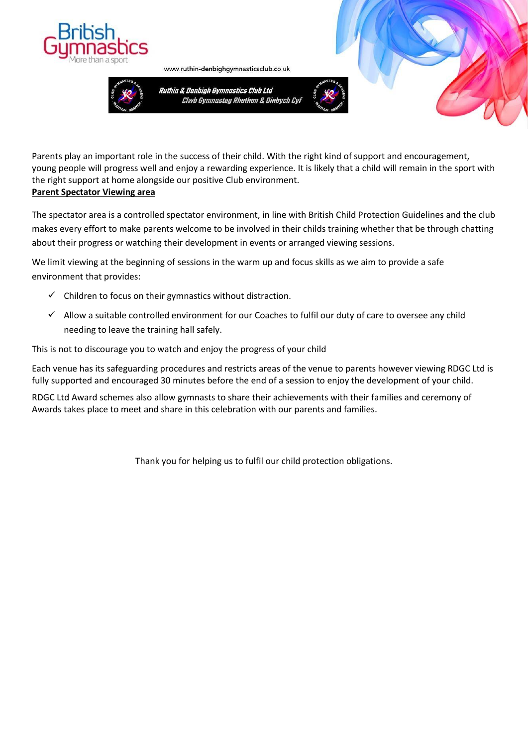Parents play an important role in the success of their child. With the right kind of support and encouragement, young people will progress well and enjoy a rewarding experience. It is likely that a child will remain in the sport with the right support at home alongside our positive Club environment.

**Parent Spectator Viewing area**

The spectator area is a controlled spectator environment, in line with British Child Protection Guidelines and the club makes every effort to make parents welcome to be involved in their childs training whether that be through chatting about their progress or watching their development in events or arranged viewing sessions.

We limit viewing at the beginning of sessions in the warm up and focus skills as we aim to provide a safe environment that provides:

- ✓ Children to focus on their gymnastics without distraction.
- ✓ Allow a suitable controlled environment for our Coaches to fulfil our duty of care to oversee any child needing to leave the training hall safely.

This is not to discourage you to watch and enjoy the progress of your child

Each venue has its safeguarding procedures and restricts areas of the venue to parents however viewing RDGC Ltd is fully supported and encouraged 30 minutes before the end of a session to enjoy the development of your child.

RDGC Ltd Award schemes also allow gymnasts to share their achievements with their families and ceremony of Awards takes place to meet and share in this celebration with our parents and families.

Thank you for helping us to fulfil our child protection obligations.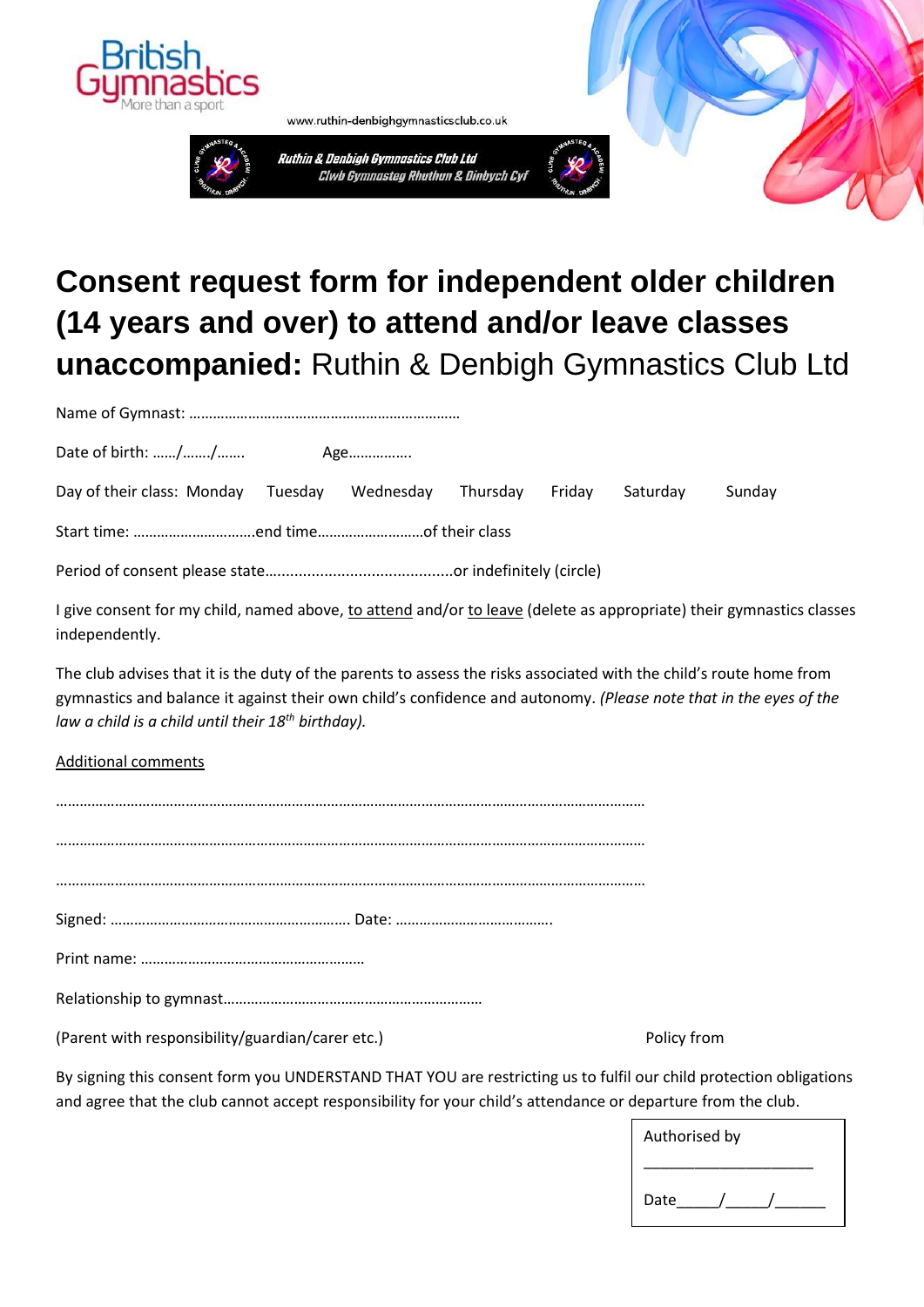British Gymnastics
More than a sport

www.ruthin-denbighgymnasticsclub.co.uk

Ruthin & Denbigh Gymnastics Club Ltd
Clwb Gymnasteg Rhuthun & Dinbych Cyf

# Consent request form for independent older children (14 years and over) to attend and/or leave classes unaccompanied: Ruthin & Denbigh Gymnastics Club Ltd

Name of Gymnast: …………………………………………………………

Date of birth: ……/……./……. Age…………….

Day of their class: Monday Tuesday Wednesday Thursday Friday Saturday Sunday

Start time: ………………………….end time……………………..of their class

Period of consent please state…........................................or indefinitely (circle)

I give consent for my child, named above, <u>to attend</u> and/or <u>to leave</u> (delete as appropriate) their gymnastics classes independently.

The club advises that it is the duty of the parents to assess the risks associated with the child's route home from gymnastics and balance it against their own child's confidence and autonomy. *(Please note that in the eyes of the law a child is a child until their 18th birthday).*

<u>Additional comments</u>

……………………………………………………………………………………………………………………………………

……………………………………………………………………………………………………………………………………

……………………………………………………………………………………………………………………………………

Signed: ……………………………………………………. Date: ………………………………….

Print name: …………………………………………………

Relationship to gymnast…………………………………………………………

(Parent with responsibility/guardian/carer etc.)

Policy from

By signing this consent form you UNDERSTAND THAT YOU are restricting us to fulfil our child protection obligations and agree that the club cannot accept responsibility for your child's attendance or departure from the club.

Authorised by

____________________

Date_____/_____/______